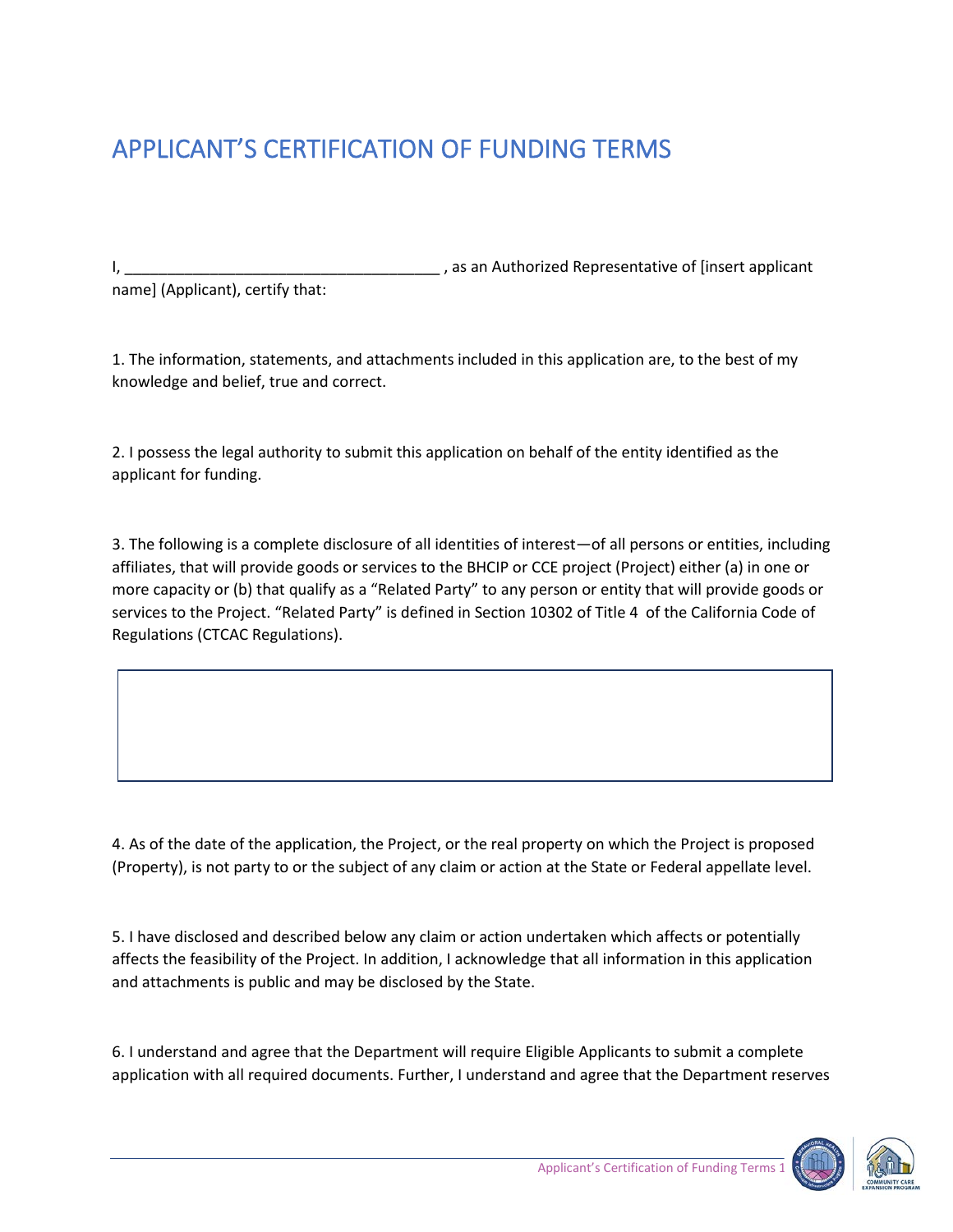# APPLICANT'S CERTIFICATION OF FUNDING TERMS

I, _____________________________________ , as an Authorized Representative of [insert applicant name] (Applicant), certify that:

1. The information, statements, and attachments included in this application are, to the best of my knowledge and belief, true and correct.

2. I possess the legal authority to submit this application on behalf of the entity identified as the applicant for funding.

3. The following is a complete disclosure of all identities of interest—of all persons or entities, including affiliates, that will provide goods or services to the BHCIP or CCE project (Project) either (a) in one or more capacity or (b) that qualify as a "Related Party" to any person or entity that will provide goods or services to the Project. "Related Party" is defined in Section 10302 of Title 4 of the California Code of Regulations (CTCAC Regulations).

| |
|---|
| |

4. As of the date of the application, the Project, or the real property on which the Project is proposed (Property), is not party to or the subject of any claim or action at the State or Federal appellate level.

5. I have disclosed and described below any claim or action undertaken which affects or potentially affects the feasibility of the Project. In addition, I acknowledge that all information in this application and attachments is public and may be disclosed by the State.

6. I understand and agree that the Department will require Eligible Applicants to submit a complete application with all required documents. Further, I understand and agree that the Department reserves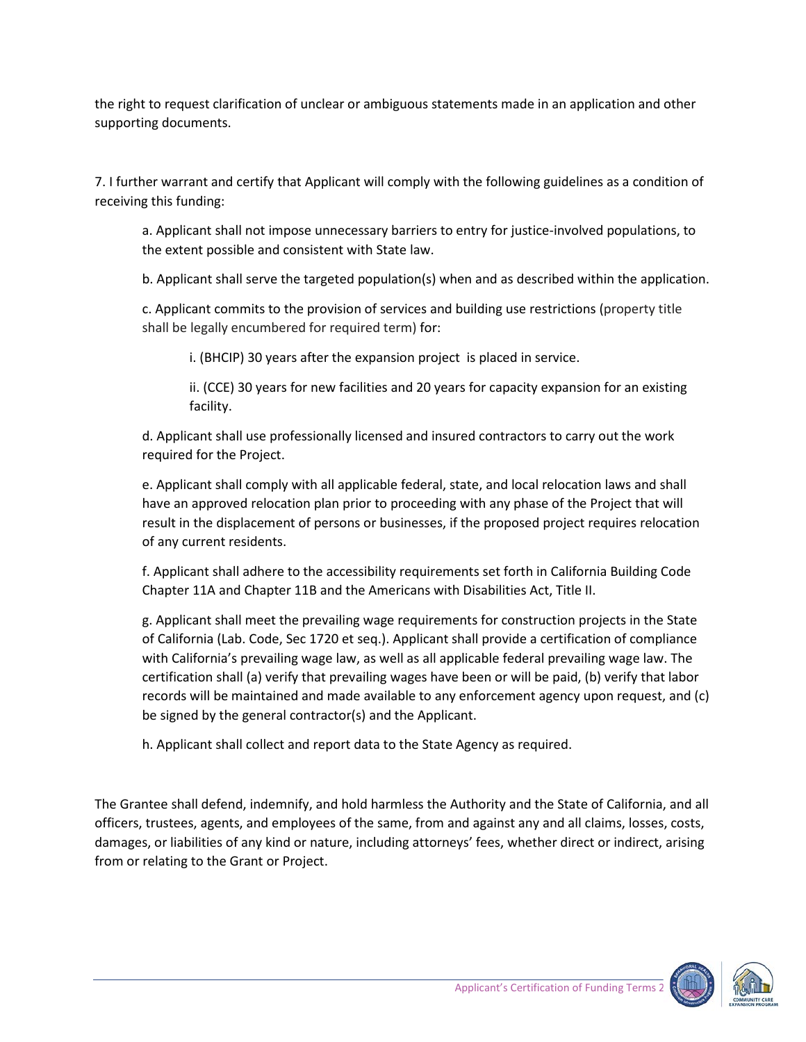the right to request clarification of unclear or ambiguous statements made in an application and other supporting documents.

7. I further warrant and certify that Applicant will comply with the following guidelines as a condition of receiving this funding:

a. Applicant shall not impose unnecessary barriers to entry for justice-involved populations, to the extent possible and consistent with State law.

b. Applicant shall serve the targeted population(s) when and as described within the application.

c. Applicant commits to the provision of services and building use restrictions (property title shall be legally encumbered for required term) for:

i. (BHCIP) 30 years after the expansion project is placed in service.

ii. (CCE) 30 years for new facilities and 20 years for capacity expansion for an existing facility.

d. Applicant shall use professionally licensed and insured contractors to carry out the work required for the Project.

e. Applicant shall comply with all applicable federal, state, and local relocation laws and shall have an approved relocation plan prior to proceeding with any phase of the Project that will result in the displacement of persons or businesses, if the proposed project requires relocation of any current residents.

f. Applicant shall adhere to the accessibility requirements set forth in California Building Code Chapter 11A and Chapter 11B and the Americans with Disabilities Act, Title II.

g. Applicant shall meet the prevailing wage requirements for construction projects in the State of California (Lab. Code, Sec 1720 et seq.). Applicant shall provide a certification of compliance with California's prevailing wage law, as well as all applicable federal prevailing wage law. The certification shall (a) verify that prevailing wages have been or will be paid, (b) verify that labor records will be maintained and made available to any enforcement agency upon request, and (c) be signed by the general contractor(s) and the Applicant.

h. Applicant shall collect and report data to the State Agency as required.

The Grantee shall defend, indemnify, and hold harmless the Authority and the State of California, and all officers, trustees, agents, and employees of the same, from and against any and all claims, losses, costs, damages, or liabilities of any kind or nature, including attorneys' fees, whether direct or indirect, arising from or relating to the Grant or Project.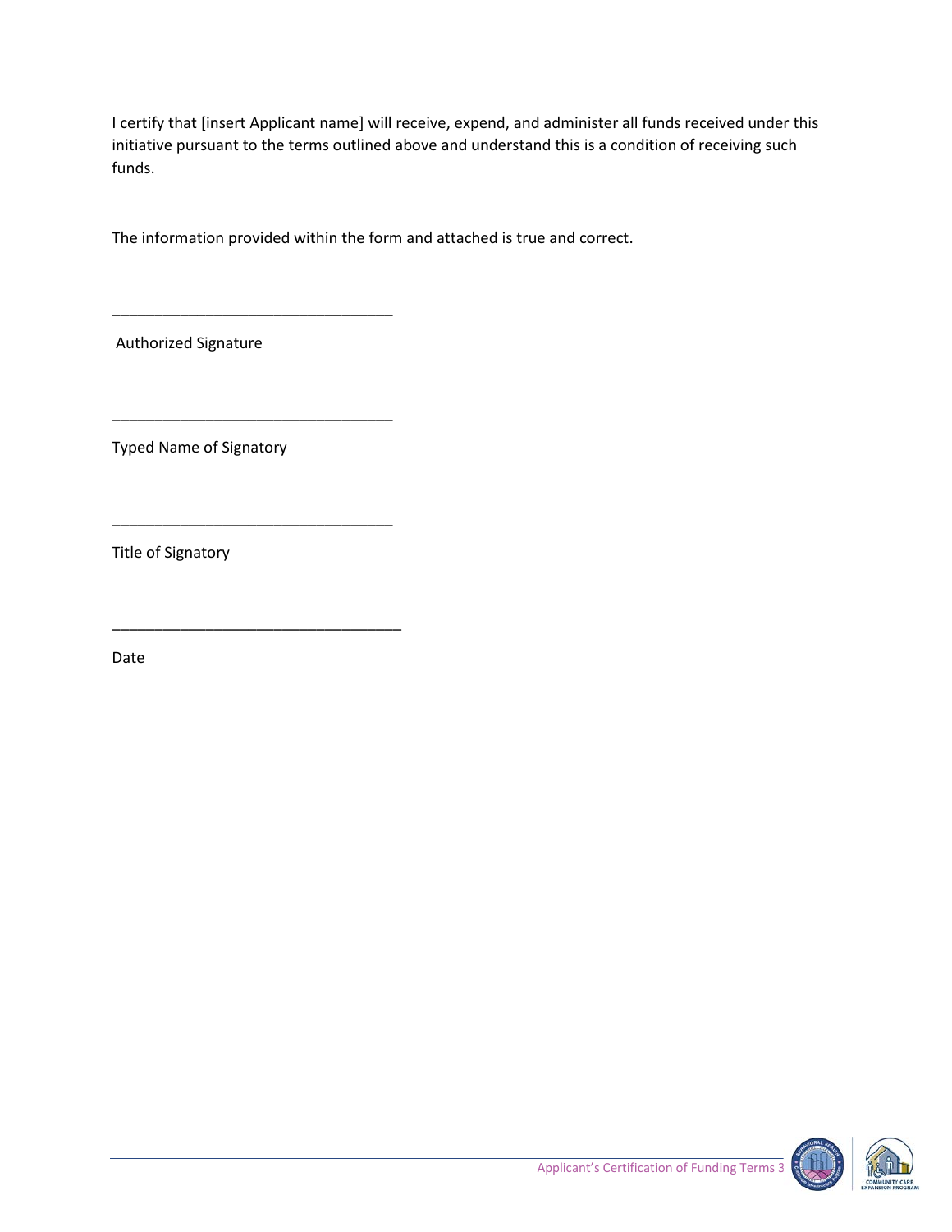I certify that [insert Applicant name] will receive, expend, and administer all funds received under this initiative pursuant to the terms outlined above and understand this is a condition of receiving such funds.

The information provided within the form and attached is true and correct.

\_\_\_\_\_\_\_\_\_\_\_\_\_\_\_\_\_\_\_\_\_\_\_\_\_\_\_\_\_\_\_\_\_\_

Authorized Signature

\_\_\_\_\_\_\_\_\_\_\_\_\_\_\_\_\_\_\_\_\_\_\_\_\_\_\_\_\_\_\_\_\_\_

Typed Name of Signatory

\_\_\_\_\_\_\_\_\_\_\_\_\_\_\_\_\_\_\_\_\_\_\_\_\_\_\_\_\_\_\_\_\_\_

Title of Signatory

\_\_\_\_\_\_\_\_\_\_\_\_\_\_\_\_\_\_\_\_\_\_\_\_\_\_\_\_\_\_\_\_\_\_

Date